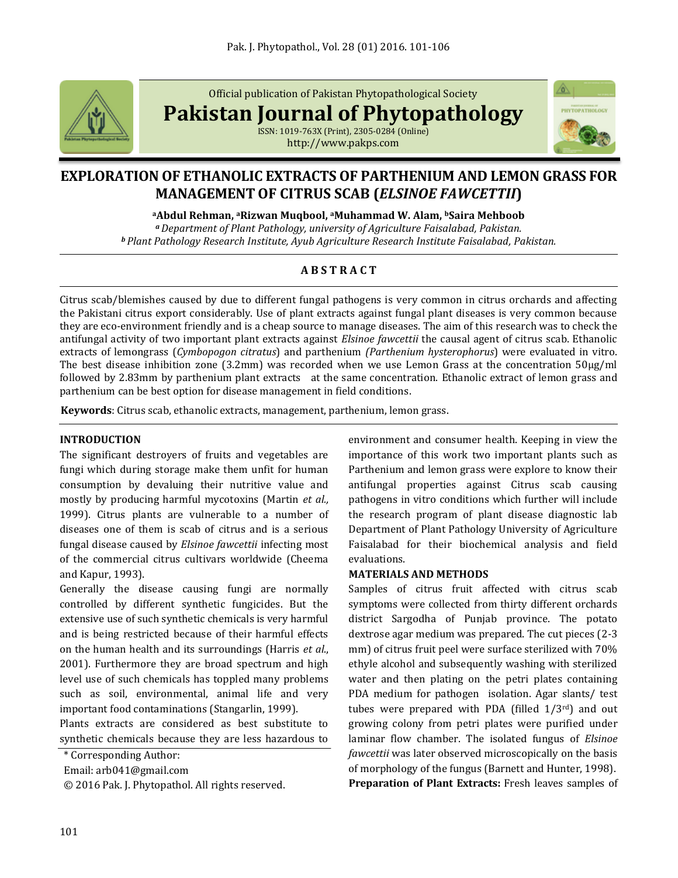Official publication of Pakistan Phytopathological Society

**Pakistan Journal of Phytopathology**

ISSN: 1019-763X (Print), 2305-0284 (Online)
http://www.pakps.com

# EXPLORATION OF ETHANOLIC EXTRACTS OF PARTHENIUM AND LEMON GRASS FOR MANAGEMENT OF CITRUS SCAB (*ELSINOE FAWCETTII*)

**[a]Abdul Rehman, [a]Rizwan Muqbool, [a]Muhammad W. Alam, [b]Saira Mehboob**

*[a] Department of Plant Pathology, university of Agriculture Faisalabad, Pakistan.*
*[b] Plant Pathology Research Institute, Ayub Agriculture Research Institute Faisalabad, Pakistan.*

## A B S T R A C T

Citrus scab/blemishes caused by due to different fungal pathogens is very common in citrus orchards and affecting the Pakistani citrus export considerably. Use of plant extracts against fungal plant diseases is very common because they are eco-environment friendly and is a cheap source to manage diseases. The aim of this research was to check the antifungal activity of two important plant extracts against *Elsinoe fawcettii* the causal agent of citrus scab. Ethanolic extracts of lemongrass (*Cymbopogon citratus*) and parthenium *(Parthenium hysterophorus*) were evaluated in vitro. The best disease inhibition zone (3.2mm) was recorded when we use Lemon Grass at the concentration 50µg/ml followed by 2.83mm by parthenium plant extracts at the same concentration. Ethanolic extract of lemon grass and parthenium can be best option for disease management in field conditions.

**Keywords**: Citrus scab, ethanolic extracts, management, parthenium, lemon grass.

## INTRODUCTION

The significant destroyers of fruits and vegetables are fungi which during storage make them unfit for human consumption by devaluing their nutritive value and mostly by producing harmful mycotoxins (Martin *et al.,* 1999). Citrus plants are vulnerable to a number of diseases one of them is scab of citrus and is a serious fungal disease caused by *Elsinoe fawcettii* infecting most of the commercial citrus cultivars worldwide (Cheema and Kapur, 1993).

Generally the disease causing fungi are normally controlled by different synthetic fungicides. But the extensive use of such synthetic chemicals is very harmful and is being restricted because of their harmful effects on the human health and its surroundings (Harris *et al.*, 2001). Furthermore they are broad spectrum and high level use of such chemicals has toppled many problems such as soil, environmental, animal life and very important food contaminations (Stangarlin, 1999).

Plants extracts are considered as best substitute to synthetic chemicals because they are less hazardous to environment and consumer health. Keeping in view the importance of this work two important plants such as Parthenium and lemon grass were explore to know their antifungal properties against Citrus scab causing pathogens in vitro conditions which further will include the research program of plant disease diagnostic lab Department of Plant Pathology University of Agriculture Faisalabad for their biochemical analysis and field evaluations.

## MATERIALS AND METHODS

Samples of citrus fruit affected with citrus scab symptoms were collected from thirty different orchards district Sargodha of Punjab province. The potato dextrose agar medium was prepared. The cut pieces (2-3 mm) of citrus fruit peel were surface sterilized with 70% ethyle alcohol and subsequently washing with sterilized water and then plating on the petri plates containing PDA medium for pathogen isolation. Agar slants/ test tubes were prepared with PDA (filled 1/3rd) and out growing colony from petri plates were purified under laminar flow chamber. The isolated fungus of *Elsinoe fawcettii* was later observed microscopically on the basis of morphology of the fungus (Barnett and Hunter, 1998).

**Preparation of Plant Extracts:** Fresh leaves samples of

\* Corresponding Author:
Email: arb041@gmail.com
© 2016 Pak. J. Phytopathol. All rights reserved.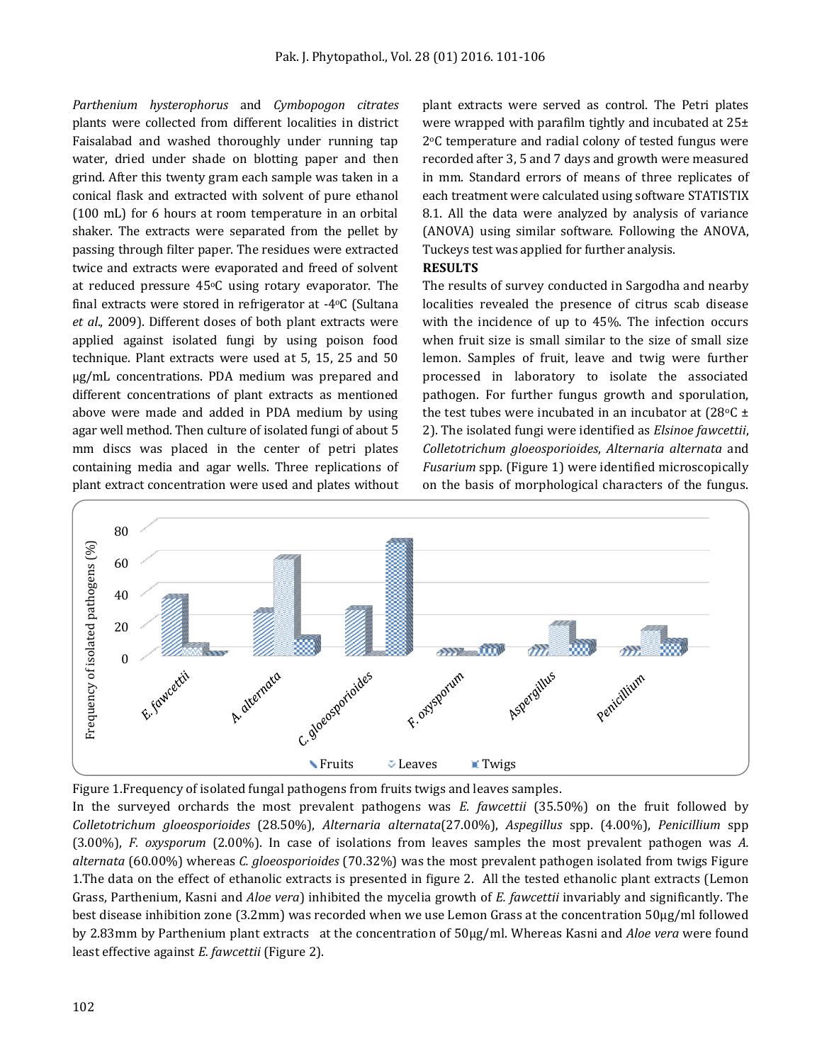*Parthenium hysterophorus* and *Cymbopogon citrates* plants were collected from different localities in district Faisalabad and washed thoroughly under running tap water, dried under shade on blotting paper and then grind. After this twenty gram each sample was taken in a conical flask and extracted with solvent of pure ethanol (100 mL) for 6 hours at room temperature in an orbital shaker. The extracts were separated from the pellet by passing through filter paper. The residues were extracted twice and extracts were evaporated and freed of solvent at reduced pressure 45°C using rotary evaporator. The final extracts were stored in refrigerator at -4°C (Sultana *et al.,* 2009). Different doses of both plant extracts were applied against isolated fungi by using poison food technique. Plant extracts were used at 5, 15, 25 and 50 µg/mL concentrations. PDA medium was prepared and different concentrations of plant extracts as mentioned above were made and added in PDA medium by using agar well method. Then culture of isolated fungi of about 5 mm discs was placed in the center of petri plates containing media and agar wells. Three replications of plant extract concentration were used and plates without plant extracts were served as control. The Petri plates were wrapped with parafilm tightly and incubated at 25± 2°C temperature and radial colony of tested fungus were recorded after 3, 5 and 7 days and growth were measured in mm. Standard errors of means of three replicates of each treatment were calculated using software STATISTIX 8.1. All the data were analyzed by analysis of variance (ANOVA) using similar software. Following the ANOVA, Tuckeys test was applied for further analysis.

**RESULTS**

The results of survey conducted in Sargodha and nearby localities revealed the presence of citrus scab disease with the incidence of up to 45%. The infection occurs when fruit size is small similar to the size of small size lemon. Samples of fruit, leave and twig were further processed in laboratory to isolate the associated pathogen. For further fungus growth and sporulation, the test tubes were incubated in an incubator at (28°C ± 2). The isolated fungi were identified as *Elsinoe fawcettii*, *Colletotrichum gloeosporioides*, *Alternaria alternata* and *Fusarium* spp. (Figure 1) were identified microscopically on the basis of morphological characters of the fungus.

Figure 1.Frequency of isolated fungal pathogens from fruits twigs and leaves samples.

In the surveyed orchards the most prevalent pathogens was *E. fawcettii* (35.50%) on the fruit followed by *Colletotrichum gloeosporioides* (28.50%), *Alternaria alternata*(27.00%), *Aspegillus* spp. (4.00%), *Penicillium* spp (3.00%), *F. oxysporum* (2.00%). In case of isolations from leaves samples the most prevalent pathogen was *A. alternata* (60.00%) whereas *C. gloeosporioides* (70.32%) was the most prevalent pathogen isolated from twigs Figure 1.The data on the effect of ethanolic extracts is presented in figure 2. All the tested ethanolic plant extracts (Lemon Grass, Parthenium, Kasni and *Aloe vera*) inhibited the mycelia growth of *E. fawcettii* invariably and significantly. The best disease inhibition zone (3.2mm) was recorded when we use Lemon Grass at the concentration 50µg/ml followed by 2.83mm by Parthenium plant extracts at the concentration of 50µg/ml. Whereas Kasni and *Aloe vera* were found least effective against *E. fawcettii* (Figure 2).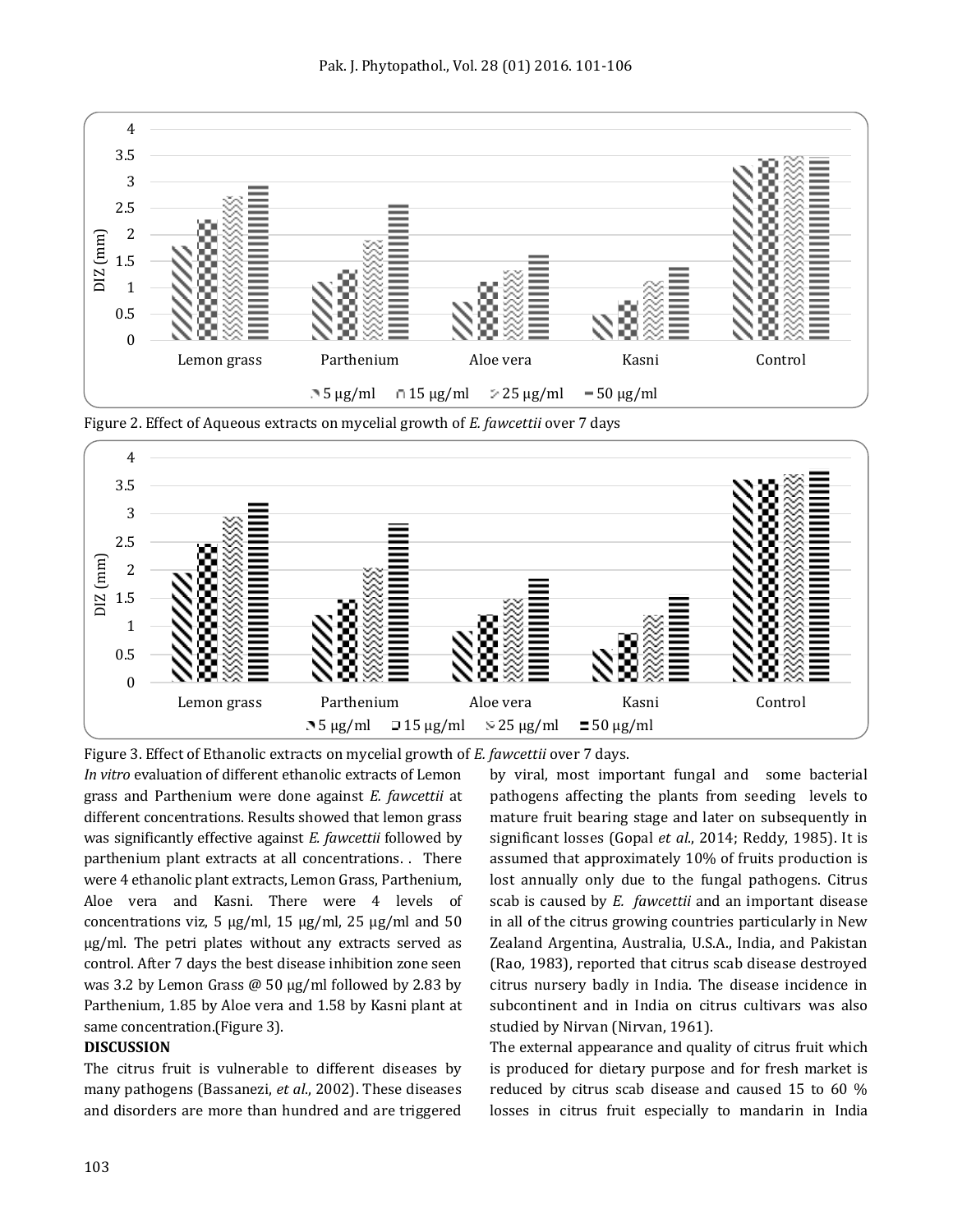Figure 2. Effect of Aqueous extracts on mycelial growth of *E. fawcettii* over 7 days

Figure 3. Effect of Ethanolic extracts on mycelial growth of *E. fawcettii* over 7 days.

*In vitro* evaluation of different ethanolic extracts of Lemon grass and Parthenium were done against *E. fawcettii* at different concentrations. Results showed that lemon grass was significantly effective against *E. fawcettii* followed by parthenium plant extracts at all concentrations. . There were 4 ethanolic plant extracts, Lemon Grass, Parthenium, Aloe vera and Kasni. There were 4 levels of concentrations viz, 5 µg/ml, 15 µg/ml, 25 µg/ml and 50 µg/ml. The petri plates without any extracts served as control. After 7 days the best disease inhibition zone seen was 3.2 by Lemon Grass @ 50 µg/ml followed by 2.83 by Parthenium, 1.85 by Aloe vera and 1.58 by Kasni plant at same concentration.(Figure 3).

## DISCUSSION

The citrus fruit is vulnerable to different diseases by many pathogens (Bassanezi, *et al*., 2002). These diseases and disorders are more than hundred and are triggered by viral, most important fungal and some bacterial pathogens affecting the plants from seeding levels to mature fruit bearing stage and later on subsequently in significant losses (Gopal *et al*., 2014; Reddy, 1985). It is assumed that approximately 10% of fruits production is lost annually only due to the fungal pathogens. Citrus scab is caused by *E. fawcettii* and an important disease in all of the citrus growing countries particularly in New Zealand Argentina, Australia, U.S.A., India, and Pakistan (Rao, 1983), reported that citrus scab disease destroyed citrus nursery badly in India. The disease incidence in subcontinent and in India on citrus cultivars was also studied by Nirvan (Nirvan, 1961).

The external appearance and quality of citrus fruit which is produced for dietary purpose and for fresh market is reduced by citrus scab disease and caused 15 to 60 % losses in citrus fruit especially to mandarin in India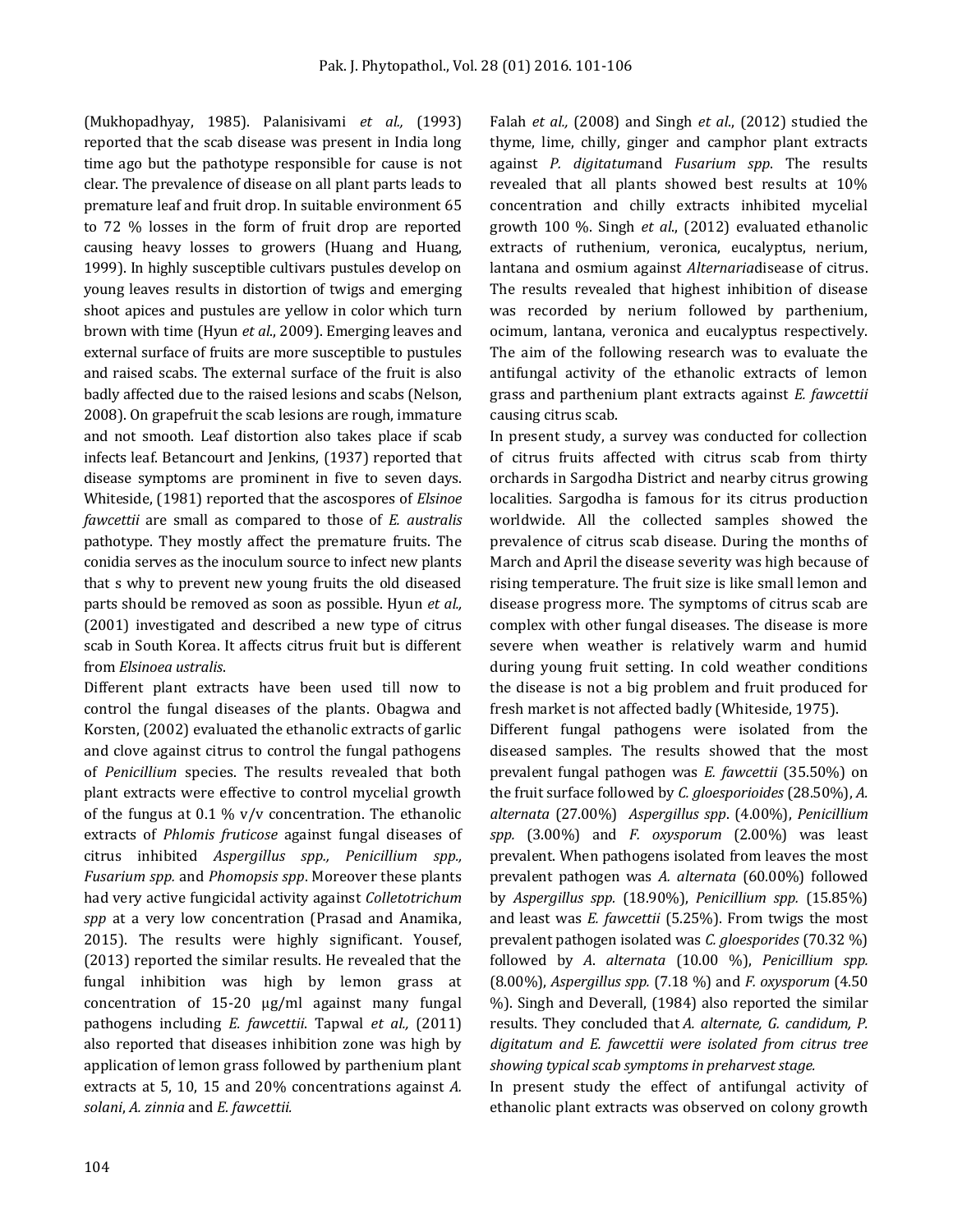(Mukhopadhyay, 1985). Palanisivami *et al.,* (1993) reported that the scab disease was present in India long time ago but the pathotype responsible for cause is not clear. The prevalence of disease on all plant parts leads to premature leaf and fruit drop. In suitable environment 65 to 72 % losses in the form of fruit drop are reported causing heavy losses to growers (Huang and Huang, 1999). In highly susceptible cultivars pustules develop on young leaves results in distortion of twigs and emerging shoot apices and pustules are yellow in color which turn brown with time (Hyun *et al*., 2009). Emerging leaves and external surface of fruits are more susceptible to pustules and raised scabs. The external surface of the fruit is also badly affected due to the raised lesions and scabs (Nelson, 2008). On grapefruit the scab lesions are rough, immature and not smooth. Leaf distortion also takes place if scab infects leaf. Betancourt and Jenkins, (1937) reported that disease symptoms are prominent in five to seven days. Whiteside, (1981) reported that the ascospores of *Elsinoe fawcettii* are small as compared to those of *E. australis* pathotype. They mostly affect the premature fruits. The conidia serves as the inoculum source to infect new plants that s why to prevent new young fruits the old diseased parts should be removed as soon as possible. Hyun *et al.,* (2001) investigated and described a new type of citrus scab in South Korea. It affects citrus fruit but is different from *Elsinoea ustralis*.

Different plant extracts have been used till now to control the fungal diseases of the plants. Obagwa and Korsten, (2002) evaluated the ethanolic extracts of garlic and clove against citrus to control the fungal pathogens of *Penicillium* species. The results revealed that both plant extracts were effective to control mycelial growth of the fungus at 0.1 % v/v concentration. The ethanolic extracts of *Phlomis fruticose* against fungal diseases of citrus inhibited *Aspergillus spp., Penicillium spp., Fusarium spp.* and *Phomopsis spp*. Moreover these plants had very active fungicidal activity against *Colletotrichum spp* at a very low concentration (Prasad and Anamika, 2015). The results were highly significant. Yousef, (2013) reported the similar results. He revealed that the fungal inhibition was high by lemon grass at concentration of 15-20 µg/ml against many fungal pathogens including *E. fawcettii*. Tapwal *et al.,* (2011) also reported that diseases inhibition zone was high by application of lemon grass followed by parthenium plant extracts at 5, 10, 15 and 20% concentrations against *A. solani*, *A. zinnia* and *E. fawcettii.*

Falah *et al.,* (2008) and Singh *et al*., (2012) studied the thyme, lime, chilly, ginger and camphor plant extracts against *P. digitatum*and *Fusarium spp*. The results revealed that all plants showed best results at 10% concentration and chilly extracts inhibited mycelial growth 100 %. Singh *et al*., (2012) evaluated ethanolic extracts of ruthenium, veronica, eucalyptus, nerium, lantana and osmium against *Alternaria*disease of citrus. The results revealed that highest inhibition of disease was recorded by nerium followed by parthenium, ocimum, lantana, veronica and eucalyptus respectively. The aim of the following research was to evaluate the antifungal activity of the ethanolic extracts of lemon grass and parthenium plant extracts against *E. fawcettii* causing citrus scab.

In present study, a survey was conducted for collection of citrus fruits affected with citrus scab from thirty orchards in Sargodha District and nearby citrus growing localities. Sargodha is famous for its citrus production worldwide. All the collected samples showed the prevalence of citrus scab disease. During the months of March and April the disease severity was high because of rising temperature. The fruit size is like small lemon and disease progress more. The symptoms of citrus scab are complex with other fungal diseases. The disease is more severe when weather is relatively warm and humid during young fruit setting. In cold weather conditions the disease is not a big problem and fruit produced for fresh market is not affected badly (Whiteside, 1975).

Different fungal pathogens were isolated from the diseased samples. The results showed that the most prevalent fungal pathogen was *E. fawcettii* (35.50%) on the fruit surface followed by *C. gloesporioides* (28.50%), *A. alternata* (27.00%) *Aspergillus spp*. (4.00%), *Penicillium spp.* (3.00%) and *F. oxysporum* (2.00%) was least prevalent. When pathogens isolated from leaves the most prevalent pathogen was *A. alternata* (60.00%) followed by *Aspergillus spp.* (18.90%), *Penicillium spp.* (15.85%) and least was *E. fawcettii* (5.25%). From twigs the most prevalent pathogen isolated was *C. gloesporides* (70.32 %) followed by *A. alternata* (10.00 %), *Penicillium spp.* (8.00%), *Aspergillus spp.* (7.18 %) and *F. oxysporum* (4.50 %). Singh and Deverall, (1984) also reported the similar results. They concluded that *A. alternate, G. candidum, P. digitatum and E. fawcettii were isolated from citrus tree showing typical scab symptoms in preharvest stage.*

In present study the effect of antifungal activity of ethanolic plant extracts was observed on colony growth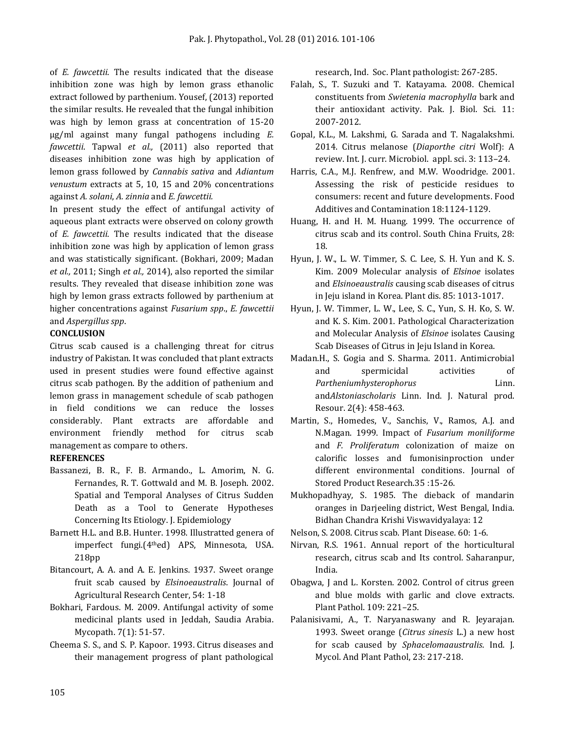of *E. fawcettii*. The results indicated that the disease inhibition zone was high by lemon grass ethanolic extract followed by parthenium. Yousef, (2013) reported the similar results. He revealed that the fungal inhibition was high by lemon grass at concentration of 15-20 µg/ml against many fungal pathogens including *E. fawcettii*. Tapwal *et al.,* (2011) also reported that diseases inhibition zone was high by application of lemon grass followed by *Cannabis sativa* and *Adiantum venustum* extracts at 5, 10, 15 and 20% concentrations against *A. solani*, *A. zinnia* and *E. fawcettii.*

In present study the effect of antifungal activity of aqueous plant extracts were observed on colony growth of *E. fawcettii*. The results indicated that the disease inhibition zone was high by application of lemon grass and was statistically significant. (Bokhari, 2009; Madan *et al.,* 2011; Singh *et al.,* 2014), also reported the similar results. They revealed that disease inhibition zone was high by lemon grass extracts followed by parthenium at higher concentrations against *Fusarium spp*., *E. fawcettii* and *Aspergillus spp*.

**CONCLUSION**

Citrus scab caused is a challenging threat for citrus industry of Pakistan. It was concluded that plant extracts used in present studies were found effective against citrus scab pathogen. By the addition of pathenium and lemon grass in management schedule of scab pathogen in field conditions we can reduce the losses considerably. Plant extracts are affordable and environment friendly method for citrus scab management as compare to others.

**REFERENCES**

Bassanezi, B. R., F. B. Armando., L. Amorim, N. G. Fernandes, R. T. Gottwald and M. B. Joseph. 2002. Spatial and Temporal Analyses of Citrus Sudden Death as a Tool to Generate Hypotheses Concerning Its Etiology. J. Epidemiology

Barnett H.L. and B.B. Hunter. 1998. Illustratted genera of imperfect fungi.(4th ed) APS, Minnesota, USA. 218pp

Bitancourt, A. A. and A. E. Jenkins. 1937. Sweet orange fruit scab caused by *Elsinoeaustralis*. Journal of Agricultural Research Center, 54: 1-18

Bokhari, Fardous. M. 2009. Antifungal activity of some medicinal plants used in Jeddah, Saudia Arabia. Mycopath. 7(1): 51-57.

Cheema S. S., and S. P. Kapoor. 1993. Citrus diseases and their management progress of plant pathological research, Ind. Soc. Plant pathologist: 267-285.

Falah, S., T. Suzuki and T. Katayama. 2008. Chemical constituents from *Swietenia macrophylla* bark and their antioxidant activity. Pak. J. Biol. Sci. 11: 2007-2012.

Gopal, K.L., M. Lakshmi, G. Sarada and T. Nagalakshmi. 2014. Citrus melanose (*Diaporthe citri* Wolf): A review. Int. J. curr. Microbiol. appl. sci. 3: 113–24.

Harris, C.A., M.J. Renfrew, and M.W. Woodridge. 2001. Assessing the risk of pesticide residues to consumers: recent and future developments. Food Additives and Contamination 18:1124-1129.

Huang, H. and H. M. Huang. 1999. The occurrence of citrus scab and its control. South China Fruits, 28: 18.

Hyun, J. W., L. W. Timmer, S. C. Lee, S. H. Yun and K. S. Kim. 2009 Molecular analysis of *Elsinoe* isolates and *Elsinoeaustralis* causing scab diseases of citrus in Jeju island in Korea. Plant dis. 85: 1013-1017.

Hyun, J. W. Timmer, L. W., Lee, S. C., Yun, S. H. Ko, S. W. and K. S. Kim. 2001. Pathological Characterization and Molecular Analysis of *Elsinoe* isolates Causing Scab Diseases of Citrus in Jeju Island in Korea.

Madan.H., S. Gogia and S. Sharma. 2011. Antimicrobial and spermicidal activities of *Partheniumhysterophorus* Linn. and*Alstoniascholaris* Linn. Ind. J. Natural prod. Resour. 2(4): 458-463.

Martin, S., Homedes, V., Sanchis, V., Ramos, A.J. and N.Magan. 1999. Impact of *Fusarium moniliforme* and *F. Proliferatum* colonization of maize on calorific losses and fumonisinproction under different environmental conditions. Journal of Stored Product Research.35 :15-26.

Mukhopadhyay, S. 1985. The dieback of mandarin oranges in Darjeeling district, West Bengal, India. Bidhan Chandra Krishi Viswavidyalaya: 12

Nelson, S. 2008. Citrus scab. Plant Disease. 60: 1-6.

Nirvan, R.S. 1961. Annual report of the horticultural research, citrus scab and Its control. Saharanpur, India.

Obagwa, J and L. Korsten. 2002. Control of citrus green and blue molds with garlic and clove extracts. Plant Pathol. 109: 221–25.

Palanisivami, A., T. Naryanaswany and R. Jeyarajan. 1993. Sweet orange (*Citrus sinesis* L.) a new host for scab caused by *Sphacelomaaustralis*. Ind. J. Mycol. And Plant Pathol, 23: 217-218.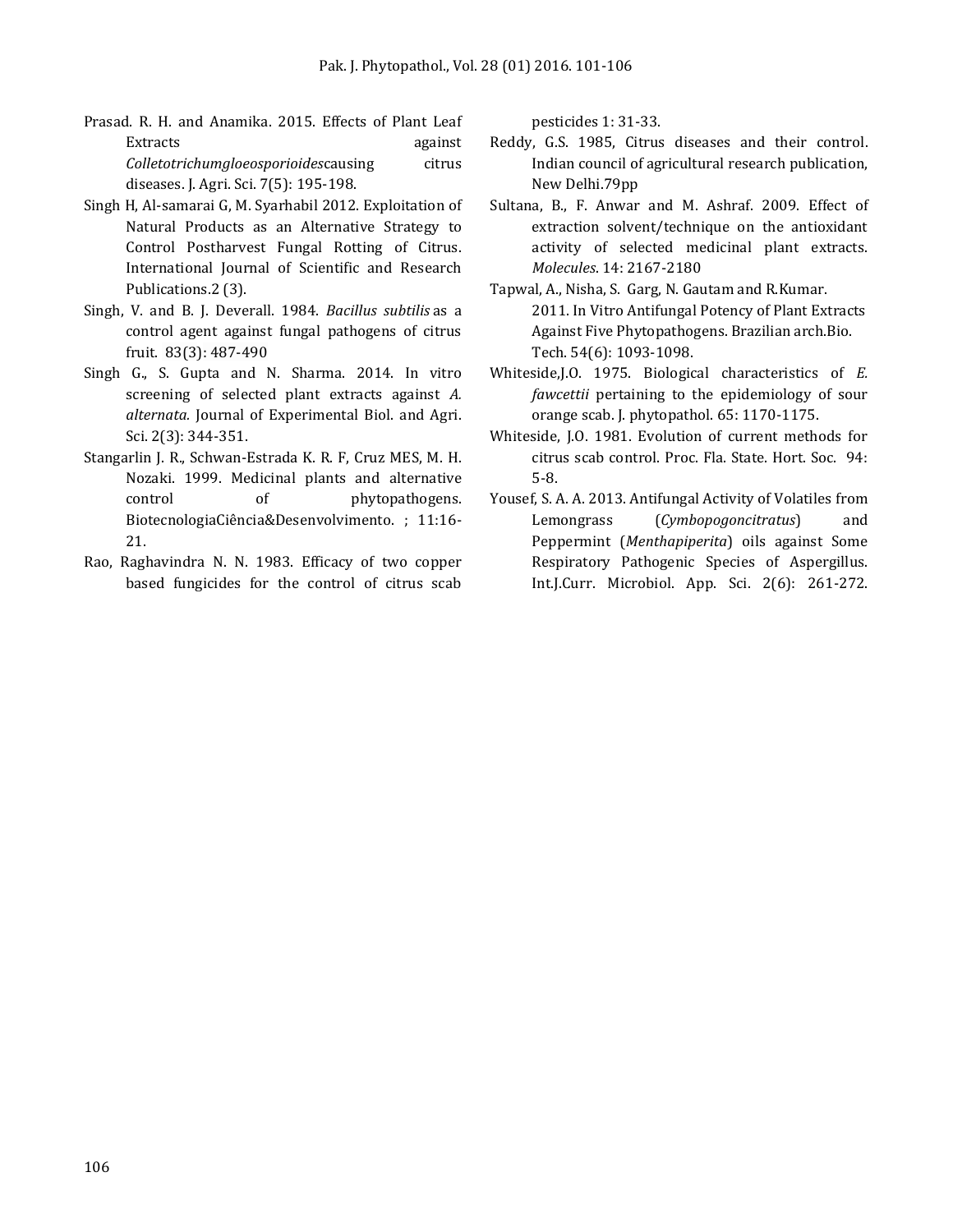Prasad. R. H. and Anamika. 2015. Effects of Plant Leaf Extracts against *Colletotrichumgloeosporioides*causing citrus diseases. J. Agri. Sci. 7(5): 195-198.

Singh H, Al-samarai G, M. Syarhabil 2012. Exploitation of Natural Products as an Alternative Strategy to Control Postharvest Fungal Rotting of Citrus. International Journal of Scientific and Research Publications.2 (3).

Singh, V. and B. J. Deverall. 1984. *Bacillus subtilis* as a control agent against fungal pathogens of citrus fruit. 83(3): 487-490

Singh G., S. Gupta and N. Sharma. 2014. In vitro screening of selected plant extracts against *A. alternata.* Journal of Experimental Biol. and Agri. Sci. 2(3): 344-351.

Stangarlin J. R., Schwan-Estrada K. R. F, Cruz MES, M. H. Nozaki. 1999. Medicinal plants and alternative control of phytopathogens. BiotecnologiaCiência&Desenvolvimento. ; 11:16-21.

Rao, Raghavindra N. N. 1983. Efficacy of two copper based fungicides for the control of citrus scab pesticides 1: 31-33.

Reddy, G.S. 1985, Citrus diseases and their control. Indian council of agricultural research publication, New Delhi.79pp

Sultana, B., F. Anwar and M. Ashraf. 2009. Effect of extraction solvent/technique on the antioxidant activity of selected medicinal plant extracts. *Molecules*. 14: 2167-2180

Tapwal, A., Nisha, S. Garg, N. Gautam and R.Kumar. 2011. In Vitro Antifungal Potency of Plant Extracts Against Five Phytopathogens. Brazilian arch.Bio. Tech. 54(6): 1093-1098.

Whiteside,J.O. 1975. Biological characteristics of *E. fawcettii* pertaining to the epidemiology of sour orange scab. J. phytopathol. 65: 1170-1175.

Whiteside, J.O. 1981. Evolution of current methods for citrus scab control. Proc. Fla. State. Hort. Soc. 94: 5-8.

Yousef, S. A. A. 2013. Antifungal Activity of Volatiles from Lemongrass (*Cymbopogoncitratus*) and Peppermint (*Menthapiperita*) oils against Some Respiratory Pathogenic Species of Aspergillus. Int.J.Curr. Microbiol. App. Sci. 2(6): 261-272.